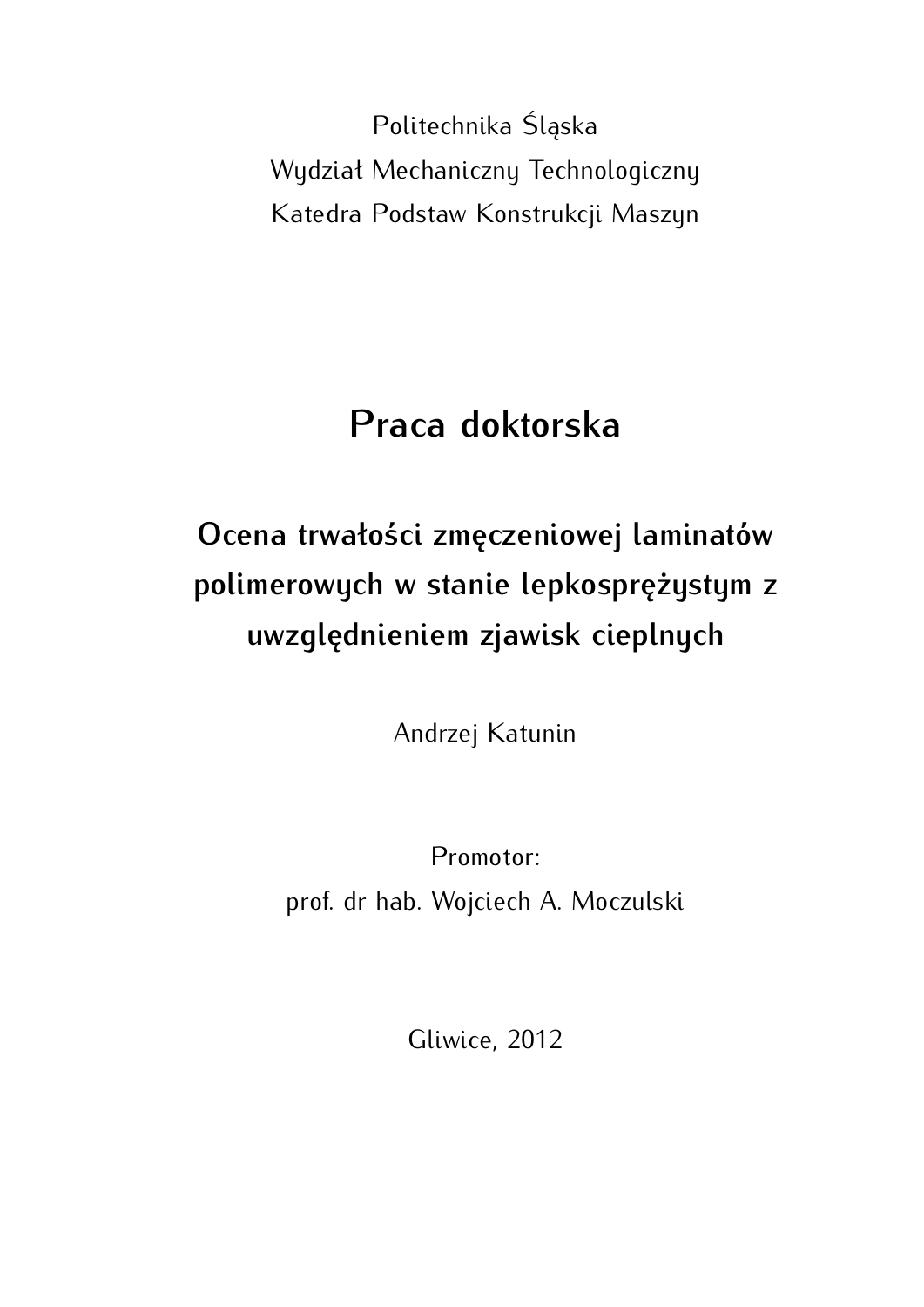Politechnika Śląska

Wydział Mechaniczny Technologiczny

Katedra Podstaw Konstrukcji Maszyn

# Praca doktorska

## Ocena trwałości zmęczeniowej laminatów polimerowych w stanie lepkosprężystym z uwzględnieniem zjawisk cieplnych

Andrzej Katunin

Promotor:

prof. dr hab. Wojciech A. Moczulski

Gliwice, 2012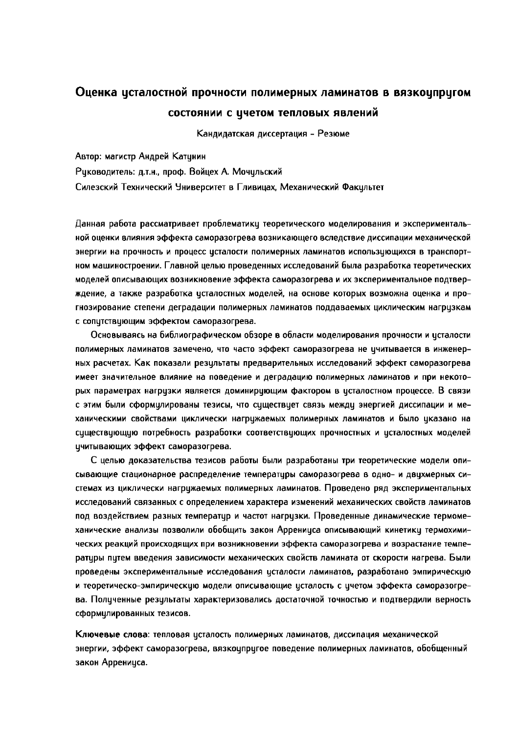# Оценка усталостной прочности полимерных ламинатов в вязкоупругом состоянии с учетом тепловых явлений

Кандидатская диссертация - Резюме

Автор: магистр Андрей Катунин

Руководитель: д.т.н., проф. Войцех А. Мочульский

Силезский Технический Университет в Гливицах, Механический Факультет

Данная работа рассматривает проблематику теоретического моделирования и экспериментальной оценки влияния эффекта саморазогрева возникающего вследствие диссипации механической энергии на прочность и процесс усталости полимерных ламинатов использующихся в транспортном машиностроении. Главной целью проведенных исследований была разработка теоретических моделей описывающих возникновение эффекта саморазогрева и их экспериментальное подтверждение, а также разработка усталостных моделей, на основе которых возможна оценка и прогнозирование степени деградации полимерных ламинатов поддаваемых циклическим нагрузкам с сопутствующим эффектом саморазогрева.

Основываясь на библиографическом обзоре в области моделирования прочности и усталости полимерных ламинатов замечено, что часто эффект саморазогрева не учитывается в инженерных расчетах. Как показали результаты предварительных исследований эффект саморазогрева имеет значительное влияние на поведение и деградацию полимерных ламинатов и при некоторых параметрах нагрузки является доминирующим фактором в усталостном процессе. В связи с этим были сформулированы тезисы, что существует связь между энергией диссипации и механическими свойствами циклически нагружаемых полимерных ламинатов и было указано на существующую потребность разработки соответствующих прочностных и усталостных моделей учитывающих эффект саморазогрева.

С целью доказательства тезисов работы были разработаны три теоретические модели описывающие стационарное распределение температуры саморазогрева в одно- и двухмерных системах из циклически нагружаемых полимерных ламинатов. Проведено ряд экспериментальных исследований связанных с определением характера изменений механических свойств ламинатов под воздействием разных температур и частот нагрузки. Проведенные динамические термомеханические анализы позволили обобщить закон Аррениуса описывающий кинетику термохимических реакций происходящих при возникновении эффекта саморазогрева и возрастание температуры путем введения зависимости механических свойств ламината от скорости нагрева. Были проведены экспериментальные исследования усталости ламинатов, разработано эмпирическую и теоретическо-эмпирическую модели описывающие усталость с учетом эффекта саморазогрева. Полученные результаты характеризовались достаточной точностью и подтвердили верность сформулированных тезисов.

**Ключевые слова**: тепловая усталость полимерных ламинатов, диссипация механической энергии, эффект саморазогрева, вязкоупругое поведение полимерных ламинатов, обобщенный закон Аррениуса.